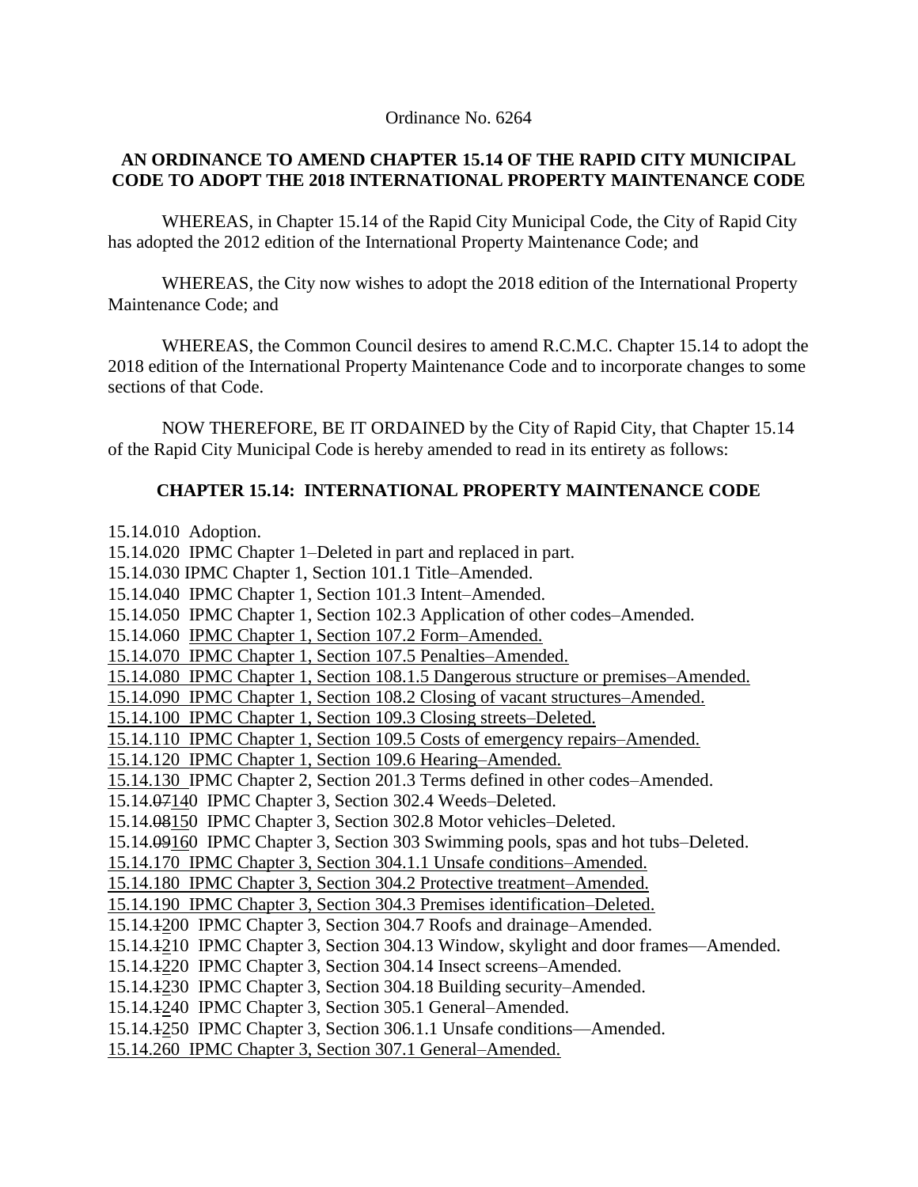Ordinance No. 6264

**AN ORDINANCE TO AMEND CHAPTER 15.14 OF THE RAPID CITY MUNICIPAL CODE TO ADOPT THE 2018 INTERNATIONAL PROPERTY MAINTENANCE CODE**

WHEREAS, in Chapter 15.14 of the Rapid City Municipal Code, the City of Rapid City has adopted the 2012 edition of the International Property Maintenance Code; and

WHEREAS, the City now wishes to adopt the 2018 edition of the International Property Maintenance Code; and

WHEREAS, the Common Council desires to amend R.C.M.C. Chapter 15.14 to adopt the 2018 edition of the International Property Maintenance Code and to incorporate changes to some sections of that Code.

NOW THEREFORE, BE IT ORDAINED by the City of Rapid City, that Chapter 15.14 of the Rapid City Municipal Code is hereby amended to read in its entirety as follows:

**CHAPTER 15.14: INTERNATIONAL PROPERTY MAINTENANCE CODE**

15.14.010 Adoption.
15.14.020 IPMC Chapter 1–Deleted in part and replaced in part.
15.14.030 IPMC Chapter 1, Section 101.1 Title–Amended.
15.14.040 IPMC Chapter 1, Section 101.3 Intent–Amended.
15.14.050 IPMC Chapter 1, Section 102.3 Application of other codes–Amended.
<u>15.14.060 IPMC Chapter 1, Section 107.2 Form–Amended.</u>
<u>15.14.070 IPMC Chapter 1, Section 107.5 Penalties–Amended.</u>
<u>15.14.080 IPMC Chapter 1, Section 108.1.5 Dangerous structure or premises–Amended.</u>
<u>15.14.090 IPMC Chapter 1, Section 108.2 Closing of vacant structures–Amended.</u>
<u>15.14.100 IPMC Chapter 1, Section 109.3 Closing streets–Deleted.</u>
<u>15.14.110 IPMC Chapter 1, Section 109.5 Costs of emergency repairs–Amended.</u>
<u>15.14.120 IPMC Chapter 1, Section 109.6 Hearing–Amended.</u>
<u>15.14.130</u> IPMC Chapter 2, Section 201.3 Terms defined in other codes–Amended.
15.14.~~07~~<u>14</u>0 IPMC Chapter 3, Section 302.4 Weeds–Deleted.
15.14.~~08~~<u>15</u>0 IPMC Chapter 3, Section 302.8 Motor vehicles–Deleted.
15.14.~~09~~<u>16</u>0 IPMC Chapter 3, Section 303 Swimming pools, spas and hot tubs–Deleted.
<u>15.14.170 IPMC Chapter 3, Section 304.1.1 Unsafe conditions–Amended.</u>
<u>15.14.180 IPMC Chapter 3, Section 304.2 Protective treatment–Amended.</u>
<u>15.14.190 IPMC Chapter 3, Section 304.3 Premises identification–Deleted.</u>
15.14.~~1~~<u>2</u>00 IPMC Chapter 3, Section 304.7 Roofs and drainage–Amended.
15.14.~~1~~<u>2</u>10 IPMC Chapter 3, Section 304.13 Window, skylight and door frames—Amended.
15.14.~~1~~<u>2</u>20 IPMC Chapter 3, Section 304.14 Insect screens–Amended.
15.14.~~1~~<u>2</u>30 IPMC Chapter 3, Section 304.18 Building security–Amended.
15.14.~~1~~<u>2</u>40 IPMC Chapter 3, Section 305.1 General–Amended.
15.14.~~1~~<u>2</u>50 IPMC Chapter 3, Section 306.1.1 Unsafe conditions—Amended.
<u>15.14.260 IPMC Chapter 3, Section 307.1 General–Amended.</u>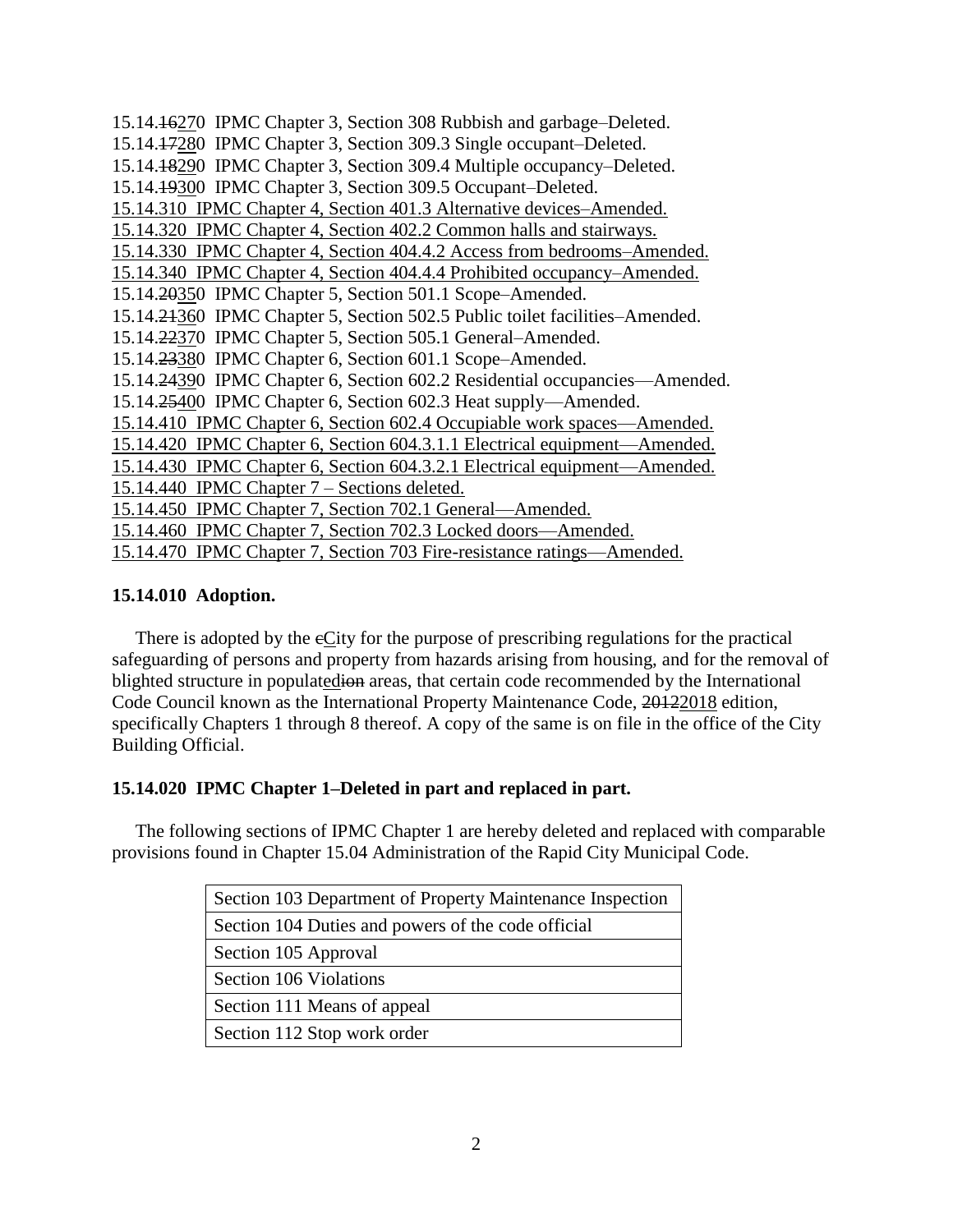15.14.~~16~~<u>27</u>0 IPMC Chapter 3, Section 308 Rubbish and garbage–Deleted.
15.14.~~17~~<u>28</u>0 IPMC Chapter 3, Section 309.3 Single occupant–Deleted.
15.14.~~18~~<u>29</u>0 IPMC Chapter 3, Section 309.4 Multiple occupancy–Deleted.
15.14.~~19~~<u>30</u>0 IPMC Chapter 3, Section 309.5 Occupant–Deleted.
<u>15.14.310 IPMC Chapter 4, Section 401.3 Alternative devices–Amended.</u>
<u>15.14.320 IPMC Chapter 4, Section 402.2 Common halls and stairways.</u>
<u>15.14.330 IPMC Chapter 4, Section 404.4.2 Access from bedrooms–Amended.</u>
<u>15.14.340 IPMC Chapter 4, Section 404.4.4 Prohibited occupancy–Amended.</u>
15.14.~~20~~<u>35</u>0 IPMC Chapter 5, Section 501.1 Scope–Amended.
15.14.~~21~~<u>36</u>0 IPMC Chapter 5, Section 502.5 Public toilet facilities–Amended.
15.14.~~22~~<u>37</u>0 IPMC Chapter 5, Section 505.1 General–Amended.
15.14.~~23~~<u>38</u>0 IPMC Chapter 6, Section 601.1 Scope–Amended.
15.14.~~24~~<u>39</u>0 IPMC Chapter 6, Section 602.2 Residential occupancies—Amended.
15.14.~~25~~<u>40</u>0 IPMC Chapter 6, Section 602.3 Heat supply—Amended.
<u>15.14.410 IPMC Chapter 6, Section 602.4 Occupiable work spaces—Amended.</u>
<u>15.14.420 IPMC Chapter 6, Section 604.3.1.1 Electrical equipment—Amended.</u>
<u>15.14.430 IPMC Chapter 6, Section 604.3.2.1 Electrical equipment—Amended.</u>
<u>15.14.440 IPMC Chapter 7 – Sections deleted.</u>
<u>15.14.450 IPMC Chapter 7, Section 702.1 General—Amended.</u>
<u>15.14.460 IPMC Chapter 7, Section 702.3 Locked doors—Amended.</u>
<u>15.14.470 IPMC Chapter 7, Section 703 Fire-resistance ratings—Amended.</u>

**15.14.010 Adoption.**

There is adopted by the ~~c~~<u>C</u>ity for the purpose of prescribing regulations for the practical safeguarding of persons and property from hazards arising from housing, and for the removal of blighted structure in populat<u>ed</u>~~ion~~ areas, that certain code recommended by the International Code Council known as the International Property Maintenance Code, ~~2012~~<u>2018</u> edition, specifically Chapters 1 through 8 thereof. A copy of the same is on file in the office of the City Building Official.

**15.14.020 IPMC Chapter 1–Deleted in part and replaced in part.**

The following sections of IPMC Chapter 1 are hereby deleted and replaced with comparable provisions found in Chapter 15.04 Administration of the Rapid City Municipal Code.

| Section 103 Department of Property Maintenance Inspection |
|---|
| Section 104 Duties and powers of the code official |
| Section 105 Approval |
| Section 106 Violations |
| Section 111 Means of appeal |
| Section 112 Stop work order |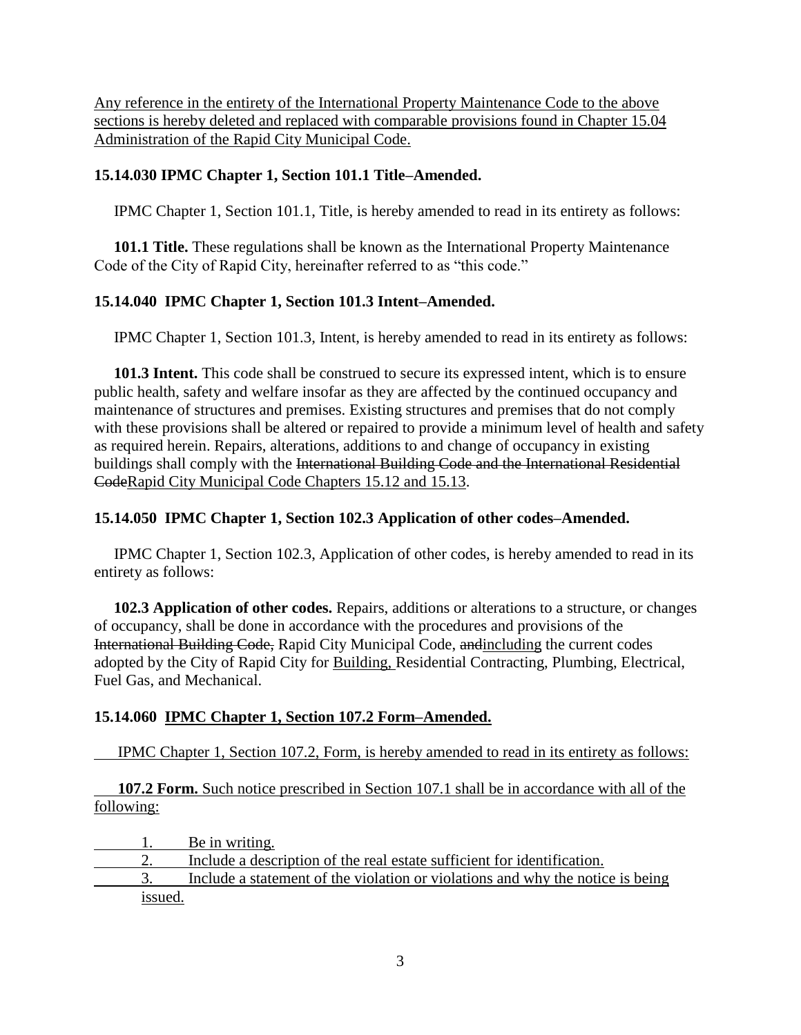<u>Any reference in the entirety of the International Property Maintenance Code to the above sections is hereby deleted and replaced with comparable provisions found in Chapter 15.04 Administration of the Rapid City Municipal Code.</u>

**15.14.030 IPMC Chapter 1, Section 101.1 Title–Amended.**

IPMC Chapter 1, Section 101.1, Title, is hereby amended to read in its entirety as follows:

**101.1 Title.** These regulations shall be known as the International Property Maintenance Code of the City of Rapid City, hereinafter referred to as "this code."

**15.14.040 IPMC Chapter 1, Section 101.3 Intent–Amended.**

IPMC Chapter 1, Section 101.3, Intent, is hereby amended to read in its entirety as follows:

**101.3 Intent.** This code shall be construed to secure its expressed intent, which is to ensure public health, safety and welfare insofar as they are affected by the continued occupancy and maintenance of structures and premises. Existing structures and premises that do not comply with these provisions shall be altered or repaired to provide a minimum level of health and safety as required herein. Repairs, alterations, additions to and change of occupancy in existing buildings shall comply with the ~~International Building Code and the International Residential Code~~<u>Rapid City Municipal Code Chapters 15.12 and 15.13</u>.

**15.14.050 IPMC Chapter 1, Section 102.3 Application of other codes–Amended.**

IPMC Chapter 1, Section 102.3, Application of other codes, is hereby amended to read in its entirety as follows:

**102.3 Application of other codes.** Repairs, additions or alterations to a structure, or changes of occupancy, shall be done in accordance with the procedures and provisions of the ~~International Building Code,~~ Rapid City Municipal Code, ~~and~~<u>including</u> the current codes adopted by the City of Rapid City for <u>Building,</u> Residential Contracting, Plumbing, Electrical, Fuel Gas, and Mechanical.

**15.14.060 <u>IPMC Chapter 1, Section 107.2 Form–Amended.</u>**

<u>IPMC Chapter 1, Section 107.2, Form, is hereby amended to read in its entirety as follows:</u>

<u>**107.2 Form.** Such notice prescribed in Section 107.1 shall be in accordance with all of the following:</u>

1. <u>Be in writing.</u>
2. <u>Include a description of the real estate sufficient for identification.</u>
3. <u>Include a statement of the violation or violations and why the notice is being issued.</u>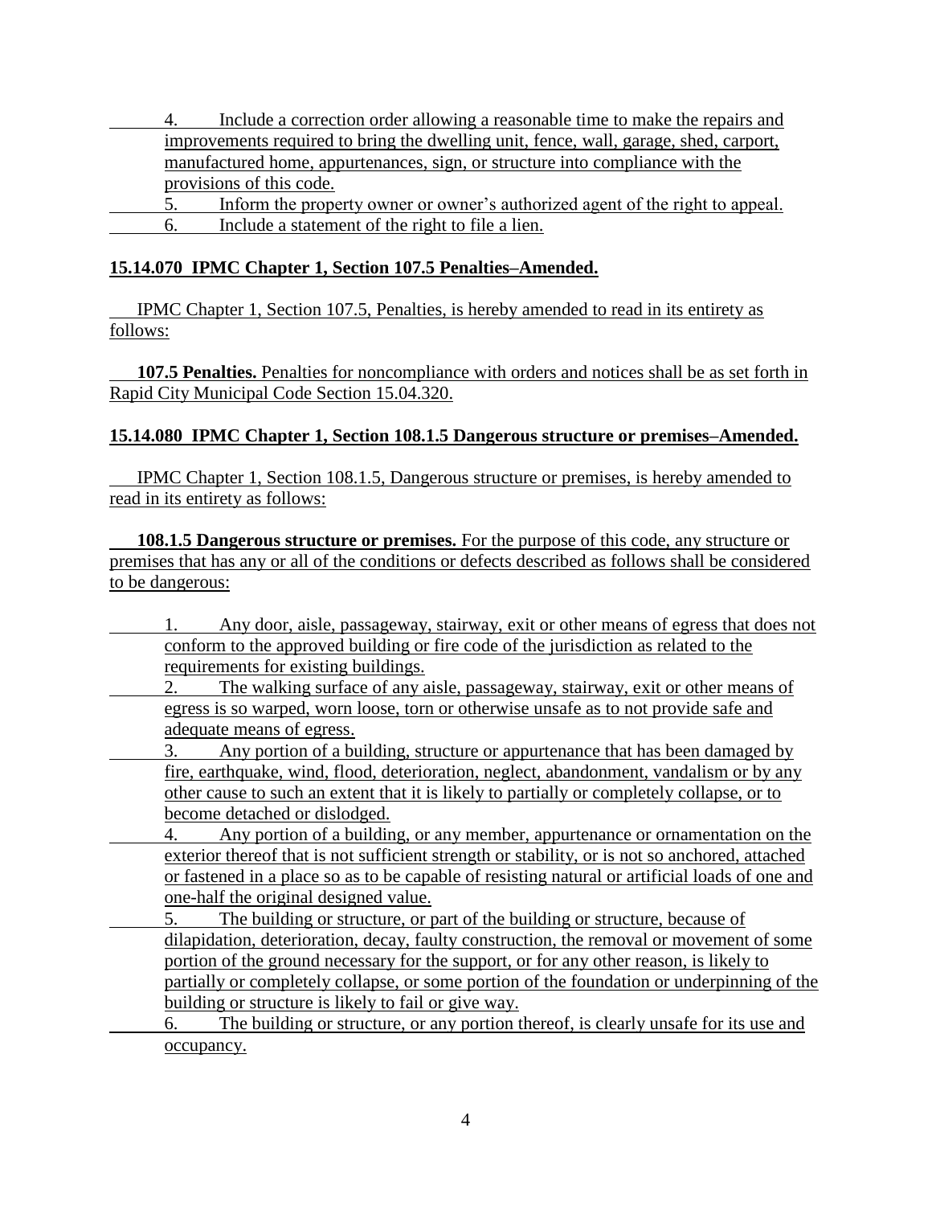4. Include a correction order allowing a reasonable time to make the repairs and improvements required to bring the dwelling unit, fence, wall, garage, shed, carport, manufactured home, appurtenances, sign, or structure into compliance with the provisions of this code.
5. Inform the property owner or owner's authorized agent of the right to appeal.
6. Include a statement of the right to file a lien.

**15.14.070 IPMC Chapter 1, Section 107.5 Penalties–Amended.**

IPMC Chapter 1, Section 107.5, Penalties, is hereby amended to read in its entirety as follows:

**107.5 Penalties.** Penalties for noncompliance with orders and notices shall be as set forth in Rapid City Municipal Code Section 15.04.320.

**15.14.080 IPMC Chapter 1, Section 108.1.5 Dangerous structure or premises–Amended.**

IPMC Chapter 1, Section 108.1.5, Dangerous structure or premises, is hereby amended to read in its entirety as follows:

**108.1.5 Dangerous structure or premises.** For the purpose of this code, any structure or premises that has any or all of the conditions or defects described as follows shall be considered to be dangerous:

1. Any door, aisle, passageway, stairway, exit or other means of egress that does not conform to the approved building or fire code of the jurisdiction as related to the requirements for existing buildings.
2. The walking surface of any aisle, passageway, stairway, exit or other means of egress is so warped, worn loose, torn or otherwise unsafe as to not provide safe and adequate means of egress.
3. Any portion of a building, structure or appurtenance that has been damaged by fire, earthquake, wind, flood, deterioration, neglect, abandonment, vandalism or by any other cause to such an extent that it is likely to partially or completely collapse, or to become detached or dislodged.
4. Any portion of a building, or any member, appurtenance or ornamentation on the exterior thereof that is not sufficient strength or stability, or is not so anchored, attached or fastened in a place so as to be capable of resisting natural or artificial loads of one and one-half the original designed value.
5. The building or structure, or part of the building or structure, because of dilapidation, deterioration, decay, faulty construction, the removal or movement of some portion of the ground necessary for the support, or for any other reason, is likely to partially or completely collapse, or some portion of the foundation or underpinning of the building or structure is likely to fail or give way.
6. The building or structure, or any portion thereof, is clearly unsafe for its use and occupancy.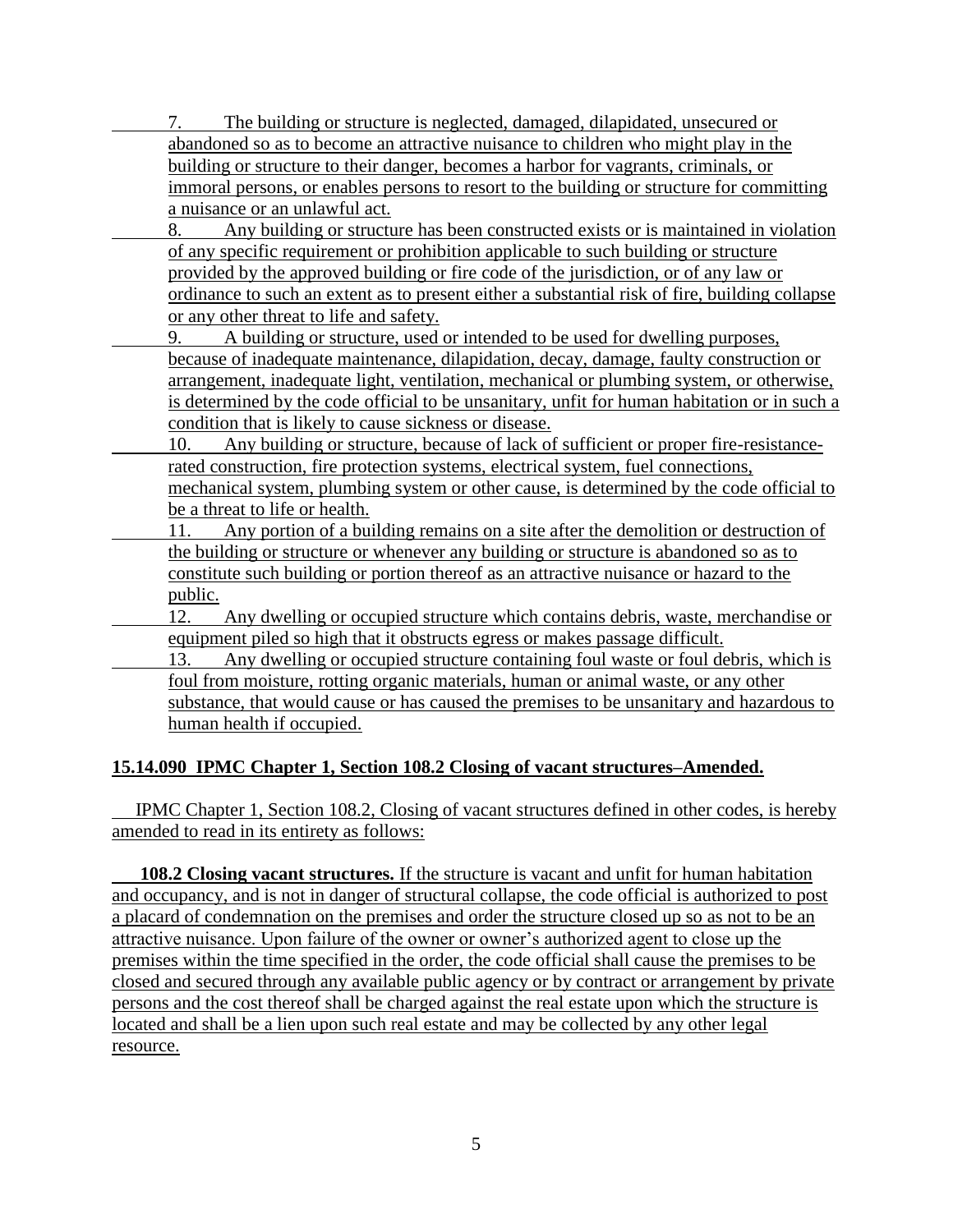7. The building or structure is neglected, damaged, dilapidated, unsecured or abandoned so as to become an attractive nuisance to children who might play in the building or structure to their danger, becomes a harbor for vagrants, criminals, or immoral persons, or enables persons to resort to the building or structure for committing a nuisance or an unlawful act.

8. Any building or structure has been constructed exists or is maintained in violation of any specific requirement or prohibition applicable to such building or structure provided by the approved building or fire code of the jurisdiction, or of any law or ordinance to such an extent as to present either a substantial risk of fire, building collapse or any other threat to life and safety.

9. A building or structure, used or intended to be used for dwelling purposes, because of inadequate maintenance, dilapidation, decay, damage, faulty construction or arrangement, inadequate light, ventilation, mechanical or plumbing system, or otherwise, is determined by the code official to be unsanitary, unfit for human habitation or in such a condition that is likely to cause sickness or disease.

10. Any building or structure, because of lack of sufficient or proper fire-resistance-rated construction, fire protection systems, electrical system, fuel connections, mechanical system, plumbing system or other cause, is determined by the code official to be a threat to life or health.

11. Any portion of a building remains on a site after the demolition or destruction of the building or structure or whenever any building or structure is abandoned so as to constitute such building or portion thereof as an attractive nuisance or hazard to the public.

12. Any dwelling or occupied structure which contains debris, waste, merchandise or equipment piled so high that it obstructs egress or makes passage difficult.

13. Any dwelling or occupied structure containing foul waste or foul debris, which is foul from moisture, rotting organic materials, human or animal waste, or any other substance, that would cause or has caused the premises to be unsanitary and hazardous to human health if occupied.

**15.14.090 IPMC Chapter 1, Section 108.2 Closing of vacant structures–Amended.**

IPMC Chapter 1, Section 108.2, Closing of vacant structures defined in other codes, is hereby amended to read in its entirety as follows:

**108.2 Closing vacant structures.** If the structure is vacant and unfit for human habitation and occupancy, and is not in danger of structural collapse, the code official is authorized to post a placard of condemnation on the premises and order the structure closed up so as not to be an attractive nuisance. Upon failure of the owner or owner's authorized agent to close up the premises within the time specified in the order, the code official shall cause the premises to be closed and secured through any available public agency or by contract or arrangement by private persons and the cost thereof shall be charged against the real estate upon which the structure is located and shall be a lien upon such real estate and may be collected by any other legal resource.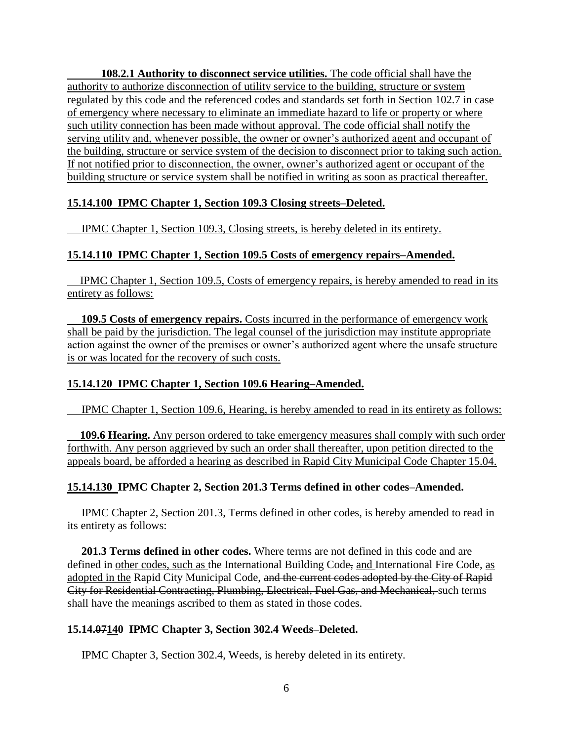**108.2.1 Authority to disconnect service utilities.** The code official shall have the authority to authorize disconnection of utility service to the building, structure or system regulated by this code and the referenced codes and standards set forth in Section 102.7 in case of emergency where necessary to eliminate an immediate hazard to life or property or where such utility connection has been made without approval. The code official shall notify the serving utility and, whenever possible, the owner or owner's authorized agent and occupant of the building, structure or service system of the decision to disconnect prior to taking such action. If not notified prior to disconnection, the owner, owner's authorized agent or occupant of the building structure or service system shall be notified in writing as soon as practical thereafter.

**15.14.100 IPMC Chapter 1, Section 109.3 Closing streets–Deleted.**

IPMC Chapter 1, Section 109.3, Closing streets, is hereby deleted in its entirety.

**15.14.110 IPMC Chapter 1, Section 109.5 Costs of emergency repairs–Amended.**

IPMC Chapter 1, Section 109.5, Costs of emergency repairs, is hereby amended to read in its entirety as follows:

**109.5 Costs of emergency repairs.** Costs incurred in the performance of emergency work shall be paid by the jurisdiction. The legal counsel of the jurisdiction may institute appropriate action against the owner of the premises or owner's authorized agent where the unsafe structure is or was located for the recovery of such costs.

**15.14.120 IPMC Chapter 1, Section 109.6 Hearing–Amended.**

IPMC Chapter 1, Section 109.6, Hearing, is hereby amended to read in its entirety as follows:

**109.6 Hearing.** Any person ordered to take emergency measures shall comply with such order forthwith. Any person aggrieved by such an order shall thereafter, upon petition directed to the appeals board, be afforded a hearing as described in Rapid City Municipal Code Chapter 15.04.

**15.14.130 IPMC Chapter 2, Section 201.3 Terms defined in other codes–Amended.**

IPMC Chapter 2, Section 201.3, Terms defined in other codes, is hereby amended to read in its entirety as follows:

**201.3 Terms defined in other codes.** Where terms are not defined in this code and are defined in other codes, such as the International Building Code~~,~~ and International Fire Code, as adopted in the Rapid City Municipal Code, ~~and the current codes adopted by the City of Rapid City for Residential Contracting, Plumbing, Electrical, Fuel Gas, and Mechanical,~~ such terms shall have the meanings ascribed to them as stated in those codes.

**15.14.~~07~~140 IPMC Chapter 3, Section 302.4 Weeds–Deleted.**

IPMC Chapter 3, Section 302.4, Weeds, is hereby deleted in its entirety.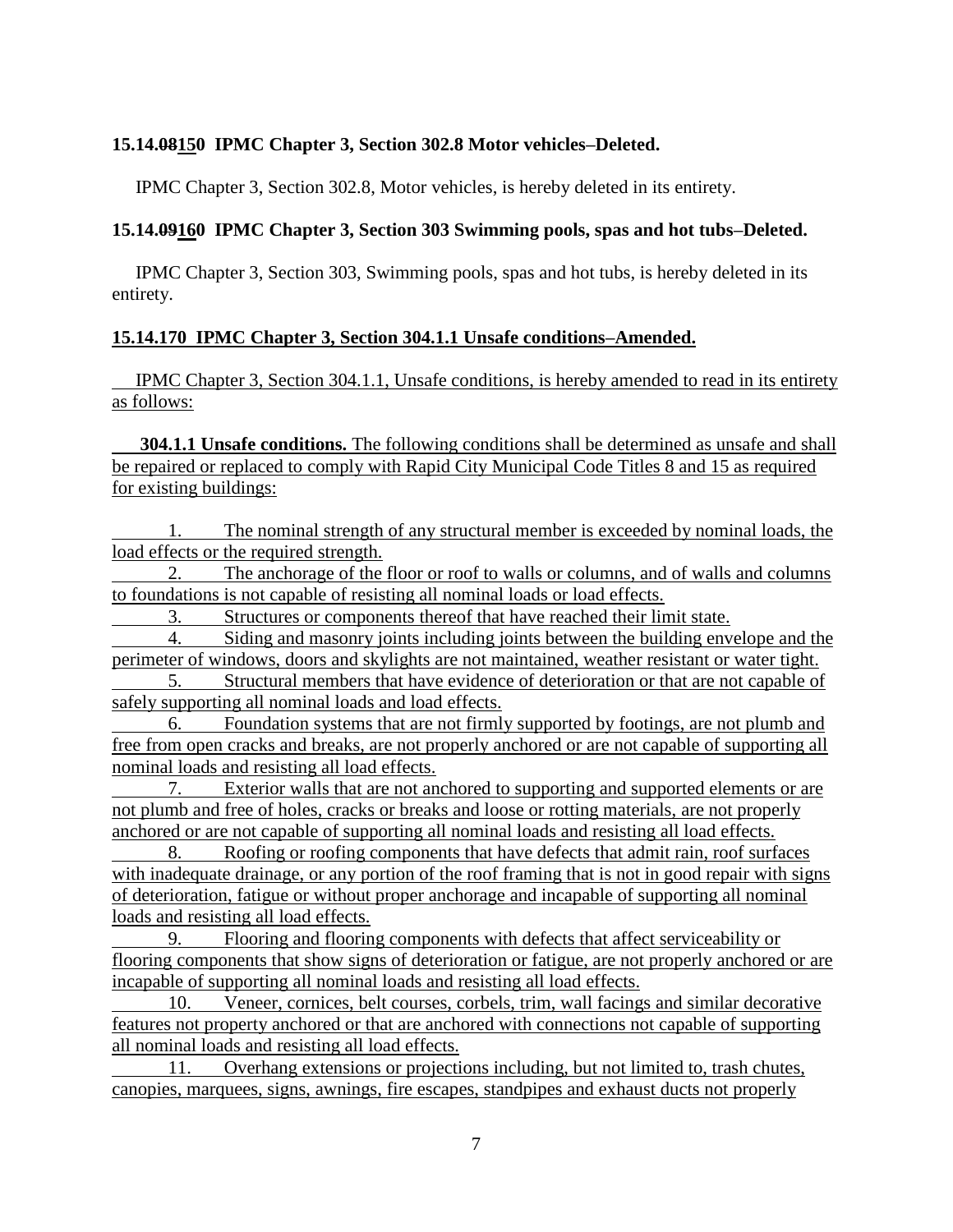**15.14.~~08~~150 IPMC Chapter 3, Section 302.8 Motor vehicles–Deleted.**

IPMC Chapter 3, Section 302.8, Motor vehicles, is hereby deleted in its entirety.

**15.14.~~09~~160 IPMC Chapter 3, Section 303 Swimming pools, spas and hot tubs–Deleted.**

IPMC Chapter 3, Section 303, Swimming pools, spas and hot tubs, is hereby deleted in its entirety.

**15.14.170 IPMC Chapter 3, Section 304.1.1 Unsafe conditions–Amended.**

IPMC Chapter 3, Section 304.1.1, Unsafe conditions, is hereby amended to read in its entirety as follows:

**304.1.1 Unsafe conditions.** The following conditions shall be determined as unsafe and shall be repaired or replaced to comply with Rapid City Municipal Code Titles 8 and 15 as required for existing buildings:

1. The nominal strength of any structural member is exceeded by nominal loads, the load effects or the required strength.
2. The anchorage of the floor or roof to walls or columns, and of walls and columns to foundations is not capable of resisting all nominal loads or load effects.
3. Structures or components thereof that have reached their limit state.
4. Siding and masonry joints including joints between the building envelope and the perimeter of windows, doors and skylights are not maintained, weather resistant or water tight.
5. Structural members that have evidence of deterioration or that are not capable of safely supporting all nominal loads and load effects.
6. Foundation systems that are not firmly supported by footings, are not plumb and free from open cracks and breaks, are not properly anchored or are not capable of supporting all nominal loads and resisting all load effects.
7. Exterior walls that are not anchored to supporting and supported elements or are not plumb and free of holes, cracks or breaks and loose or rotting materials, are not properly anchored or are not capable of supporting all nominal loads and resisting all load effects.
8. Roofing or roofing components that have defects that admit rain, roof surfaces with inadequate drainage, or any portion of the roof framing that is not in good repair with signs of deterioration, fatigue or without proper anchorage and incapable of supporting all nominal loads and resisting all load effects.
9. Flooring and flooring components with defects that affect serviceability or flooring components that show signs of deterioration or fatigue, are not properly anchored or are incapable of supporting all nominal loads and resisting all load effects.
10. Veneer, cornices, belt courses, corbels, trim, wall facings and similar decorative features not property anchored or that are anchored with connections not capable of supporting all nominal loads and resisting all load effects.
11. Overhang extensions or projections including, but not limited to, trash chutes, canopies, marquees, signs, awnings, fire escapes, standpipes and exhaust ducts not properly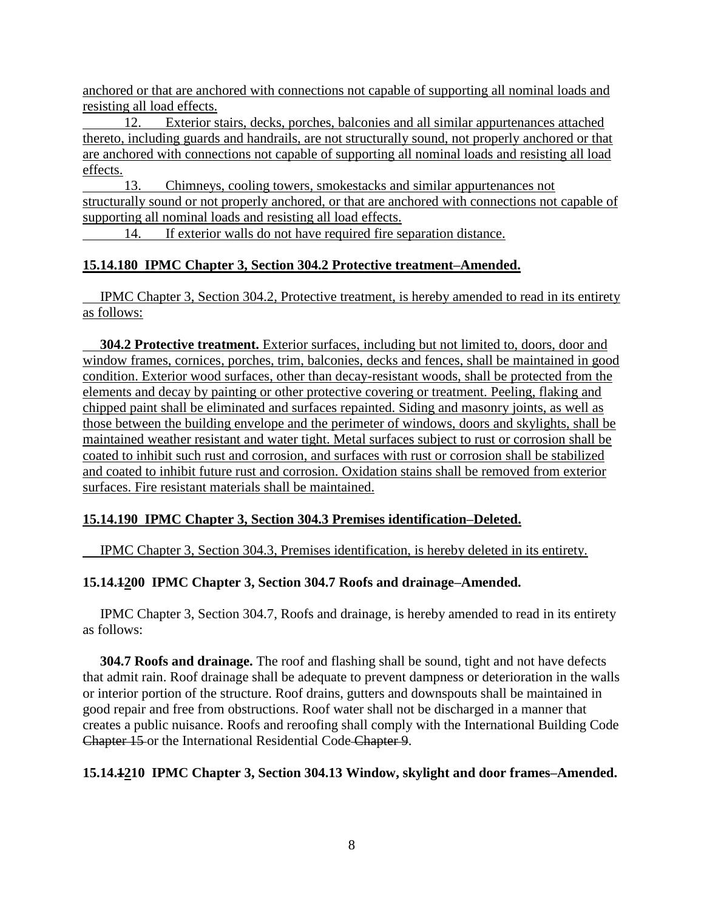anchored or that are anchored with connections not capable of supporting all nominal loads and resisting all load effects.

12. Exterior stairs, decks, porches, balconies and all similar appurtenances attached thereto, including guards and handrails, are not structurally sound, not properly anchored or that are anchored with connections not capable of supporting all nominal loads and resisting all load effects.

13. Chimneys, cooling towers, smokestacks and similar appurtenances not structurally sound or not properly anchored, or that are anchored with connections not capable of supporting all nominal loads and resisting all load effects.

14. If exterior walls do not have required fire separation distance.

**15.14.180 IPMC Chapter 3, Section 304.2 Protective treatment–Amended.**

IPMC Chapter 3, Section 304.2, Protective treatment, is hereby amended to read in its entirety as follows:

**304.2 Protective treatment.** Exterior surfaces, including but not limited to, doors, door and window frames, cornices, porches, trim, balconies, decks and fences, shall be maintained in good condition. Exterior wood surfaces, other than decay-resistant woods, shall be protected from the elements and decay by painting or other protective covering or treatment. Peeling, flaking and chipped paint shall be eliminated and surfaces repainted. Siding and masonry joints, as well as those between the building envelope and the perimeter of windows, doors and skylights, shall be maintained weather resistant and water tight. Metal surfaces subject to rust or corrosion shall be coated to inhibit such rust and corrosion, and surfaces with rust or corrosion shall be stabilized and coated to inhibit future rust and corrosion. Oxidation stains shall be removed from exterior surfaces. Fire resistant materials shall be maintained.

**15.14.190 IPMC Chapter 3, Section 304.3 Premises identification–Deleted.**

IPMC Chapter 3, Section 304.3, Premises identification, is hereby deleted in its entirety.

**15.14.~~1~~200 IPMC Chapter 3, Section 304.7 Roofs and drainage–Amended.**

IPMC Chapter 3, Section 304.7, Roofs and drainage, is hereby amended to read in its entirety as follows:

**304.7 Roofs and drainage.** The roof and flashing shall be sound, tight and not have defects that admit rain. Roof drainage shall be adequate to prevent dampness or deterioration in the walls or interior portion of the structure. Roof drains, gutters and downspouts shall be maintained in good repair and free from obstructions. Roof water shall not be discharged in a manner that creates a public nuisance. Roofs and reroofing shall comply with the International Building Code ~~Chapter 15~~ or the International Residential Code ~~Chapter 9~~.

**15.14.~~1~~210 IPMC Chapter 3, Section 304.13 Window, skylight and door frames–Amended.**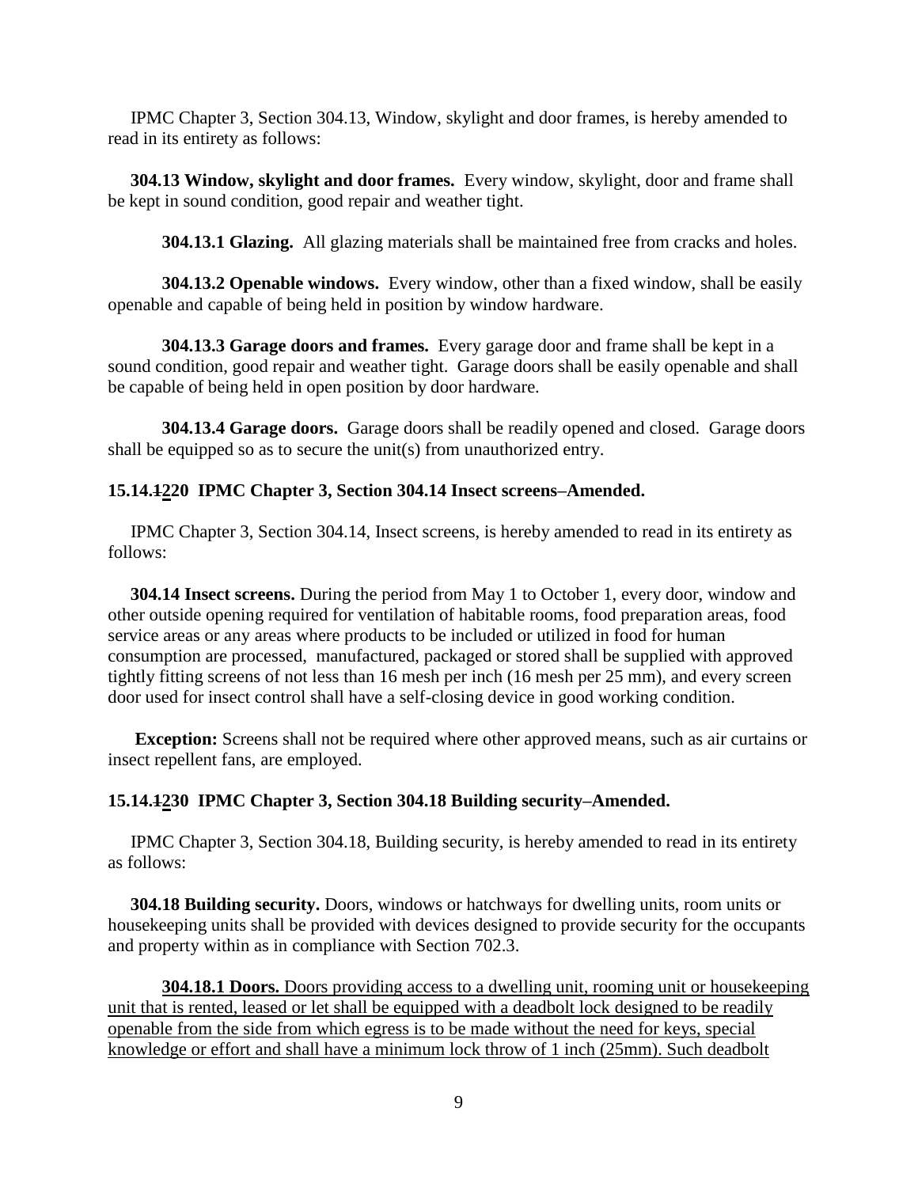IPMC Chapter 3, Section 304.13, Window, skylight and door frames, is hereby amended to read in its entirety as follows:

**304.13 Window, skylight and door frames.** Every window, skylight, door and frame shall be kept in sound condition, good repair and weather tight.

**304.13.1 Glazing.** All glazing materials shall be maintained free from cracks and holes.

**304.13.2 Openable windows.** Every window, other than a fixed window, shall be easily openable and capable of being held in position by window hardware.

**304.13.3 Garage doors and frames.** Every garage door and frame shall be kept in a sound condition, good repair and weather tight. Garage doors shall be easily openable and shall be capable of being held in open position by door hardware.

**304.13.4 Garage doors.** Garage doors shall be readily opened and closed. Garage doors shall be equipped so as to secure the unit(s) from unauthorized entry.

**15.14.~~1~~<u>2</u>20 IPMC Chapter 3, Section 304.14 Insect screens–Amended.**

IPMC Chapter 3, Section 304.14, Insect screens, is hereby amended to read in its entirety as follows:

**304.14 Insect screens.** During the period from May 1 to October 1, every door, window and other outside opening required for ventilation of habitable rooms, food preparation areas, food service areas or any areas where products to be included or utilized in food for human consumption are processed, manufactured, packaged or stored shall be supplied with approved tightly fitting screens of not less than 16 mesh per inch (16 mesh per 25 mm), and every screen door used for insect control shall have a self-closing device in good working condition.

**Exception:** Screens shall not be required where other approved means, such as air curtains or insect repellent fans, are employed.

**15.14.~~1~~<u>2</u>30 IPMC Chapter 3, Section 304.18 Building security–Amended.**

IPMC Chapter 3, Section 304.18, Building security, is hereby amended to read in its entirety as follows:

**304.18 Building security.** Doors, windows or hatchways for dwelling units, room units or housekeeping units shall be provided with devices designed to provide security for the occupants and property within as in compliance with Section 702.3.

<u>**304.18.1 Doors.** Doors providing access to a dwelling unit, rooming unit or housekeeping unit that is rented, leased or let shall be equipped with a deadbolt lock designed to be readily openable from the side from which egress is to be made without the need for keys, special knowledge or effort and shall have a minimum lock throw of 1 inch (25mm). Such deadbolt</u>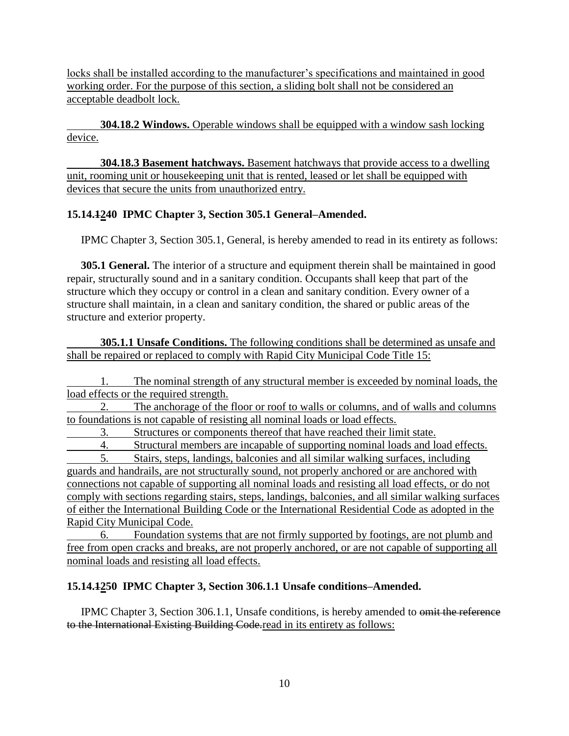locks shall be installed according to the manufacturer's specifications and maintained in good working order. For the purpose of this section, a sliding bolt shall not be considered an acceptable deadbolt lock.

**304.18.2 Windows.** Operable windows shall be equipped with a window sash locking device.

**304.18.3 Basement hatchways.** Basement hatchways that provide access to a dwelling unit, rooming unit or housekeeping unit that is rented, leased or let shall be equipped with devices that secure the units from unauthorized entry.

**15.14.~~1~~240 IPMC Chapter 3, Section 305.1 General–Amended.**

IPMC Chapter 3, Section 305.1, General, is hereby amended to read in its entirety as follows:

**305.1 General.** The interior of a structure and equipment therein shall be maintained in good repair, structurally sound and in a sanitary condition. Occupants shall keep that part of the structure which they occupy or control in a clean and sanitary condition. Every owner of a structure shall maintain, in a clean and sanitary condition, the shared or public areas of the structure and exterior property.

**305.1.1 Unsafe Conditions.** The following conditions shall be determined as unsafe and shall be repaired or replaced to comply with Rapid City Municipal Code Title 15:

1. The nominal strength of any structural member is exceeded by nominal loads, the load effects or the required strength.
2. The anchorage of the floor or roof to walls or columns, and of walls and columns to foundations is not capable of resisting all nominal loads or load effects.
3. Structures or components thereof that have reached their limit state.
4. Structural members are incapable of supporting nominal loads and load effects.
5. Stairs, steps, landings, balconies and all similar walking surfaces, including guards and handrails, are not structurally sound, not properly anchored or are anchored with connections not capable of supporting all nominal loads and resisting all load effects, or do not comply with sections regarding stairs, steps, landings, balconies, and all similar walking surfaces of either the International Building Code or the International Residential Code as adopted in the Rapid City Municipal Code.
6. Foundation systems that are not firmly supported by footings, are not plumb and free from open cracks and breaks, are not properly anchored, or are not capable of supporting all nominal loads and resisting all load effects.

**15.14.~~1~~250 IPMC Chapter 3, Section 306.1.1 Unsafe conditions–Amended.**

IPMC Chapter 3, Section 306.1.1, Unsafe conditions, is hereby amended to ~~omit the reference to the International Existing Building Code.~~read in its entirety as follows: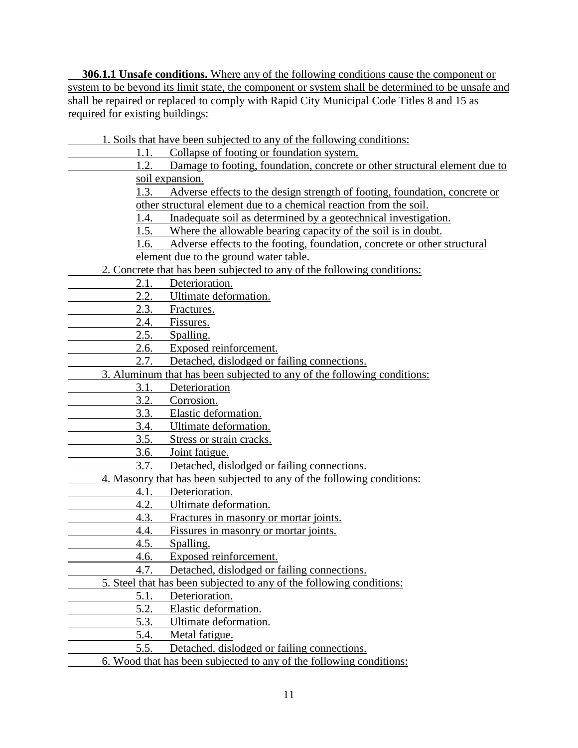**306.1.1 Unsafe conditions.** Where any of the following conditions cause the component or system to be beyond its limit state, the component or system shall be determined to be unsafe and shall be repaired or replaced to comply with Rapid City Municipal Code Titles 8 and 15 as required for existing buildings:

1. Soils that have been subjected to any of the following conditions:
   - 1.1. Collapse of footing or foundation system.
   - 1.2. Damage to footing, foundation, concrete or other structural element due to soil expansion.
   - 1.3. Adverse effects to the design strength of footing, foundation, concrete or other structural element due to a chemical reaction from the soil.
   - 1.4. Inadequate soil as determined by a geotechnical investigation.
   - 1.5. Where the allowable bearing capacity of the soil is in doubt.
   - 1.6. Adverse effects to the footing, foundation, concrete or other structural element due to the ground water table.
2. Concrete that has been subjected to any of the following conditions:
   - 2.1. Deterioration.
   - 2.2. Ultimate deformation.
   - 2.3. Fractures.
   - 2.4. Fissures.
   - 2.5. Spalling.
   - 2.6. Exposed reinforcement.
   - 2.7. Detached, dislodged or failing connections.
3. Aluminum that has been subjected to any of the following conditions:
   - 3.1. Deterioration
   - 3.2. Corrosion.
   - 3.3. Elastic deformation.
   - 3.4. Ultimate deformation.
   - 3.5. Stress or strain cracks.
   - 3.6. Joint fatigue.
   - 3.7. Detached, dislodged or failing connections.
4. Masonry that has been subjected to any of the following conditions:
   - 4.1. Deterioration.
   - 4.2. Ultimate deformation.
   - 4.3. Fractures in masonry or mortar joints.
   - 4.4. Fissures in masonry or mortar joints.
   - 4.5. Spalling.
   - 4.6. Exposed reinforcement.
   - 4.7. Detached, dislodged or failing connections.
5. Steel that has been subjected to any of the following conditions:
   - 5.1. Deterioration.
   - 5.2. Elastic deformation.
   - 5.3. Ultimate deformation.
   - 5.4. Metal fatigue.
   - 5.5. Detached, dislodged or failing connections.
6. Wood that has been subjected to any of the following conditions: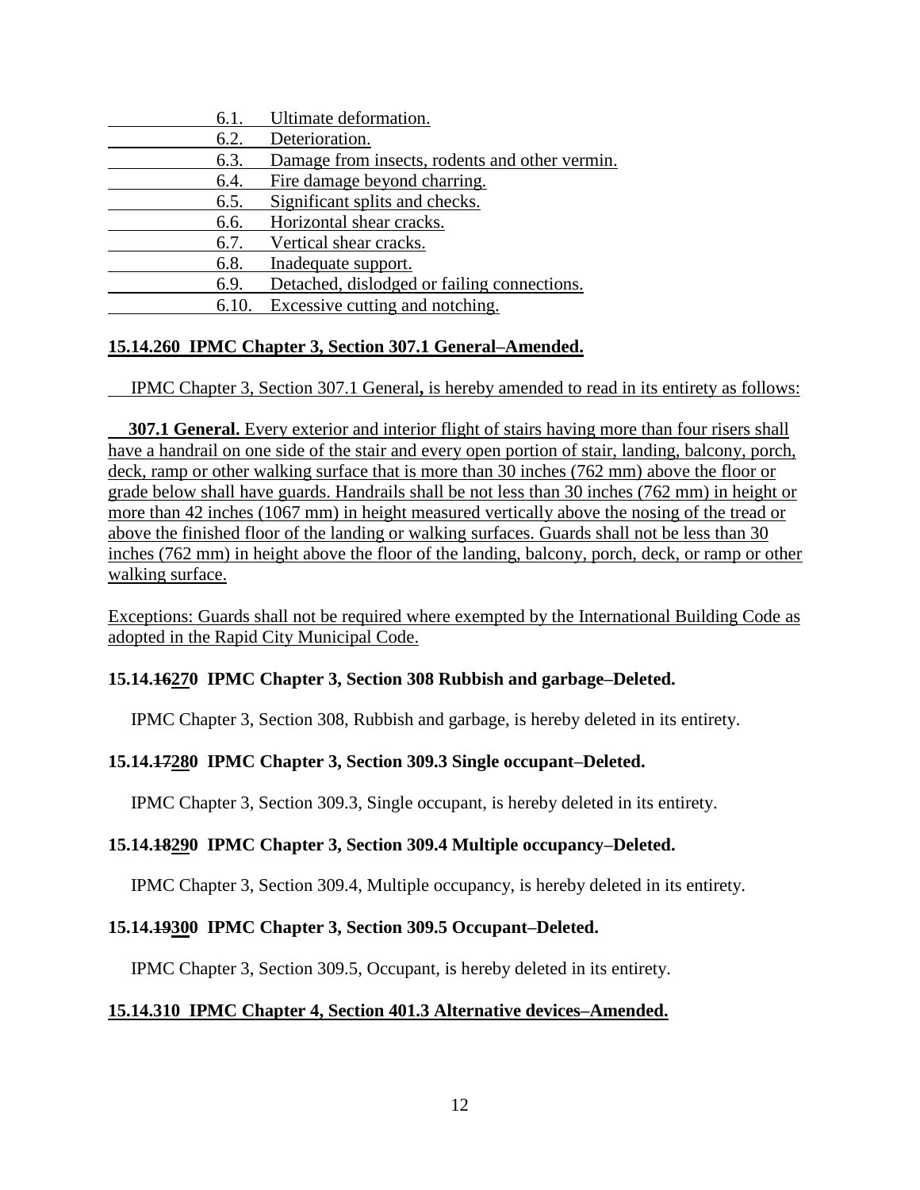6.1. Ultimate deformation.
6.2. Deterioration.
6.3. Damage from insects, rodents and other vermin.
6.4. Fire damage beyond charring.
6.5. Significant splits and checks.
6.6. Horizontal shear cracks.
6.7. Vertical shear cracks.
6.8. Inadequate support.
6.9. Detached, dislodged or failing connections.
6.10. Excessive cutting and notching.

**15.14.260 IPMC Chapter 3, Section 307.1 General–Amended.**

IPMC Chapter 3, Section 307.1 General**,** is hereby amended to read in its entirety as follows:

**307.1 General.** Every exterior and interior flight of stairs having more than four risers shall have a handrail on one side of the stair and every open portion of stair, landing, balcony, porch, deck, ramp or other walking surface that is more than 30 inches (762 mm) above the floor or grade below shall have guards. Handrails shall be not less than 30 inches (762 mm) in height or more than 42 inches (1067 mm) in height measured vertically above the nosing of the tread or above the finished floor of the landing or walking surfaces. Guards shall not be less than 30 inches (762 mm) in height above the floor of the landing, balcony, porch, deck, or ramp or other walking surface.

Exceptions: Guards shall not be required where exempted by the International Building Code as adopted in the Rapid City Municipal Code.

**15.14.~~16~~270 IPMC Chapter 3, Section 308 Rubbish and garbage–Deleted.**

IPMC Chapter 3, Section 308, Rubbish and garbage, is hereby deleted in its entirety.

**15.14.~~17~~280 IPMC Chapter 3, Section 309.3 Single occupant–Deleted.**

IPMC Chapter 3, Section 309.3, Single occupant, is hereby deleted in its entirety.

**15.14.~~18~~290 IPMC Chapter 3, Section 309.4 Multiple occupancy–Deleted.**

IPMC Chapter 3, Section 309.4, Multiple occupancy, is hereby deleted in its entirety.

**15.14.~~19~~300 IPMC Chapter 3, Section 309.5 Occupant–Deleted.**

IPMC Chapter 3, Section 309.5, Occupant, is hereby deleted in its entirety.

**15.14.310 IPMC Chapter 4, Section 401.3 Alternative devices–Amended.**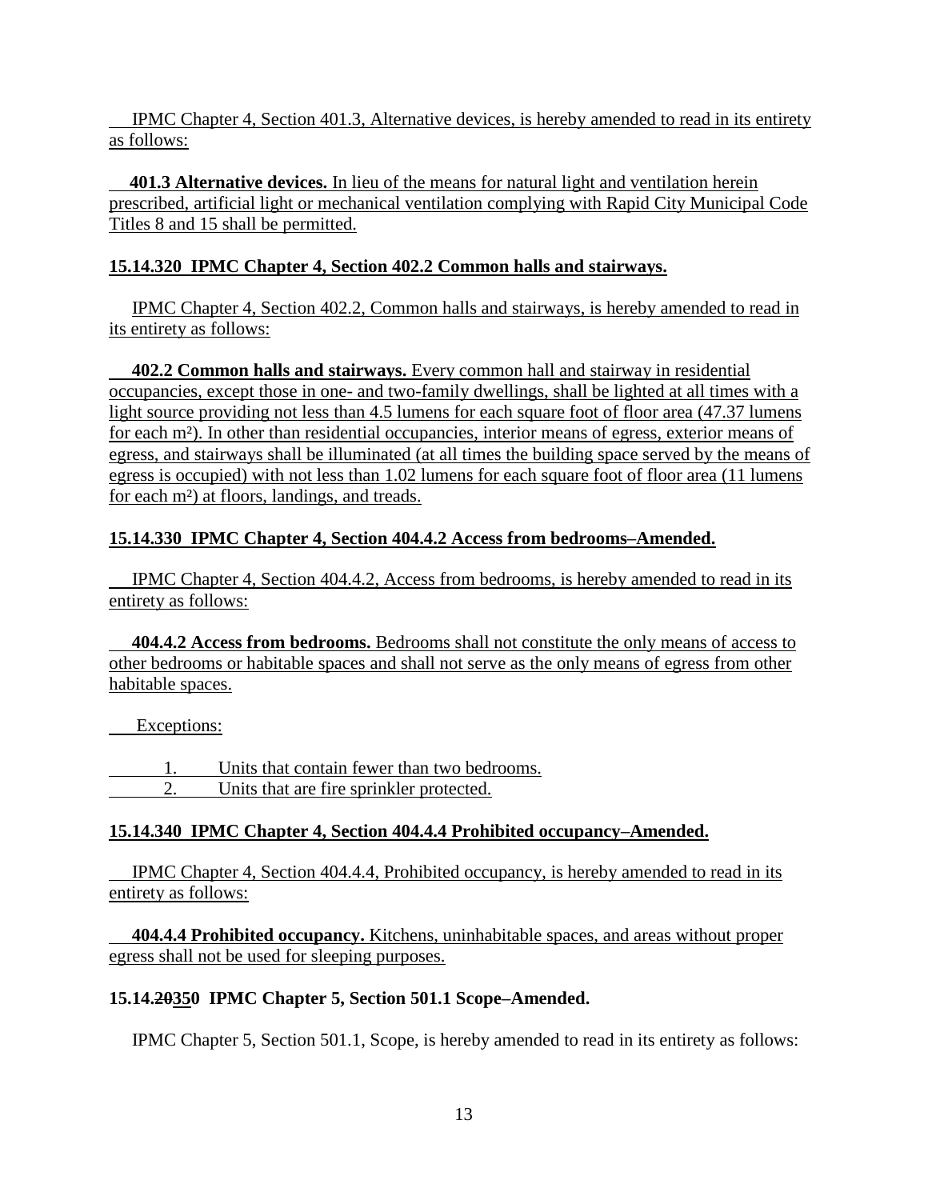IPMC Chapter 4, Section 401.3, Alternative devices, is hereby amended to read in its entirety as follows:

**401.3 Alternative devices.** In lieu of the means for natural light and ventilation herein prescribed, artificial light or mechanical ventilation complying with Rapid City Municipal Code Titles 8 and 15 shall be permitted.

**15.14.320 IPMC Chapter 4, Section 402.2 Common halls and stairways.**

IPMC Chapter 4, Section 402.2, Common halls and stairways, is hereby amended to read in its entirety as follows:

**402.2 Common halls and stairways.** Every common hall and stairway in residential occupancies, except those in one- and two-family dwellings, shall be lighted at all times with a light source providing not less than 4.5 lumens for each square foot of floor area (47.37 lumens for each m²). In other than residential occupancies, interior means of egress, exterior means of egress, and stairways shall be illuminated (at all times the building space served by the means of egress is occupied) with not less than 1.02 lumens for each square foot of floor area (11 lumens for each m²) at floors, landings, and treads.

**15.14.330 IPMC Chapter 4, Section 404.4.2 Access from bedrooms–Amended.**

IPMC Chapter 4, Section 404.4.2, Access from bedrooms, is hereby amended to read in its entirety as follows:

**404.4.2 Access from bedrooms.** Bedrooms shall not constitute the only means of access to other bedrooms or habitable spaces and shall not serve as the only means of egress from other habitable spaces.

Exceptions:

1. Units that contain fewer than two bedrooms.
2. Units that are fire sprinkler protected.

**15.14.340 IPMC Chapter 4, Section 404.4.4 Prohibited occupancy–Amended.**

IPMC Chapter 4, Section 404.4.4, Prohibited occupancy, is hereby amended to read in its entirety as follows:

**404.4.4 Prohibited occupancy.** Kitchens, uninhabitable spaces, and areas without proper egress shall not be used for sleeping purposes.

**15.14.~~20~~350 IPMC Chapter 5, Section 501.1 Scope–Amended.**

IPMC Chapter 5, Section 501.1, Scope, is hereby amended to read in its entirety as follows: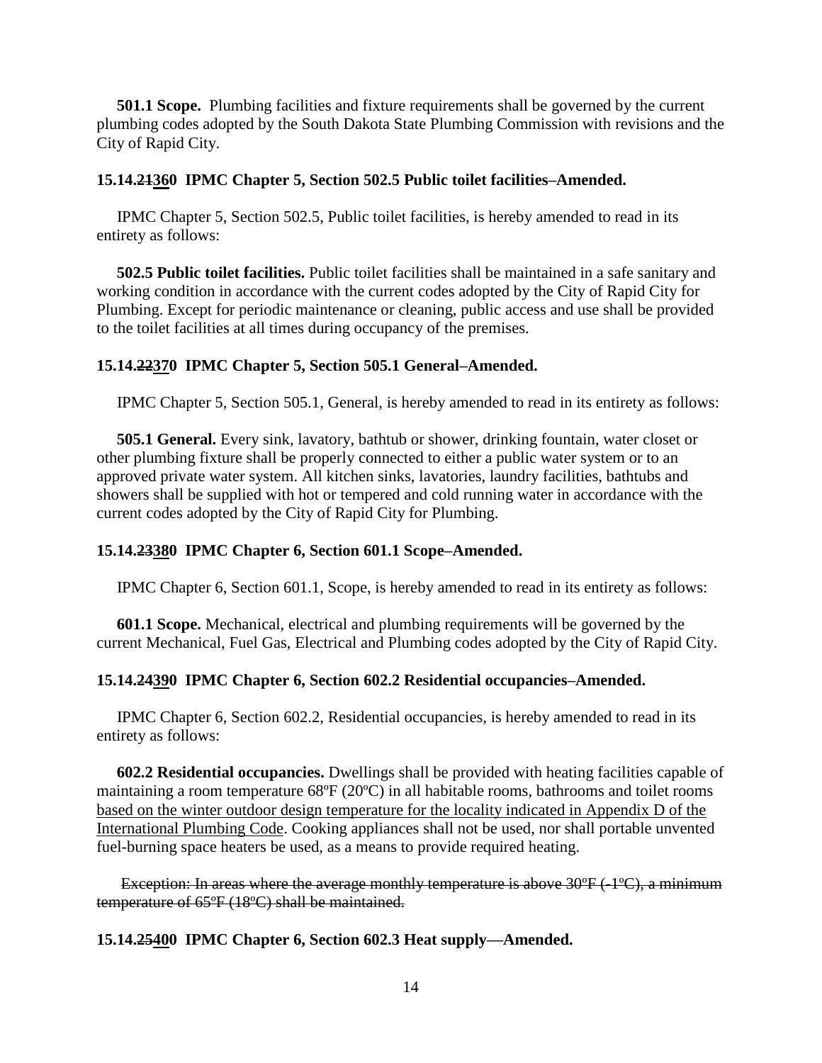**501.1 Scope.** Plumbing facilities and fixture requirements shall be governed by the current plumbing codes adopted by the South Dakota State Plumbing Commission with revisions and the City of Rapid City.

**15.14.~~21~~<u>36</u>0 IPMC Chapter 5, Section 502.5 Public toilet facilities–Amended.**

IPMC Chapter 5, Section 502.5, Public toilet facilities, is hereby amended to read in its entirety as follows:

**502.5 Public toilet facilities.** Public toilet facilities shall be maintained in a safe sanitary and working condition in accordance with the current codes adopted by the City of Rapid City for Plumbing. Except for periodic maintenance or cleaning, public access and use shall be provided to the toilet facilities at all times during occupancy of the premises.

**15.14.~~22~~<u>37</u>0 IPMC Chapter 5, Section 505.1 General–Amended.**

IPMC Chapter 5, Section 505.1, General, is hereby amended to read in its entirety as follows:

**505.1 General.** Every sink, lavatory, bathtub or shower, drinking fountain, water closet or other plumbing fixture shall be properly connected to either a public water system or to an approved private water system. All kitchen sinks, lavatories, laundry facilities, bathtubs and showers shall be supplied with hot or tempered and cold running water in accordance with the current codes adopted by the City of Rapid City for Plumbing.

**15.14.~~23~~<u>38</u>0 IPMC Chapter 6, Section 601.1 Scope–Amended.**

IPMC Chapter 6, Section 601.1, Scope, is hereby amended to read in its entirety as follows:

**601.1 Scope.** Mechanical, electrical and plumbing requirements will be governed by the current Mechanical, Fuel Gas, Electrical and Plumbing codes adopted by the City of Rapid City.

**15.14.~~24~~<u>39</u>0 IPMC Chapter 6, Section 602.2 Residential occupancies–Amended.**

IPMC Chapter 6, Section 602.2, Residential occupancies, is hereby amended to read in its entirety as follows:

**602.2 Residential occupancies.** Dwellings shall be provided with heating facilities capable of maintaining a room temperature 68ºF (20ºC) in all habitable rooms, bathrooms and toilet rooms <u>based on the winter outdoor design temperature for the locality indicated in Appendix D of the International Plumbing Code</u>. Cooking appliances shall not be used, nor shall portable unvented fuel-burning space heaters be used, as a means to provide required heating.

~~Exception: In areas where the average monthly temperature is above 30ºF (-1ºC), a minimum temperature of 65ºF (18ºC) shall be maintained.~~

**15.14.~~25~~<u>40</u>0 IPMC Chapter 6, Section 602.3 Heat supply—Amended.**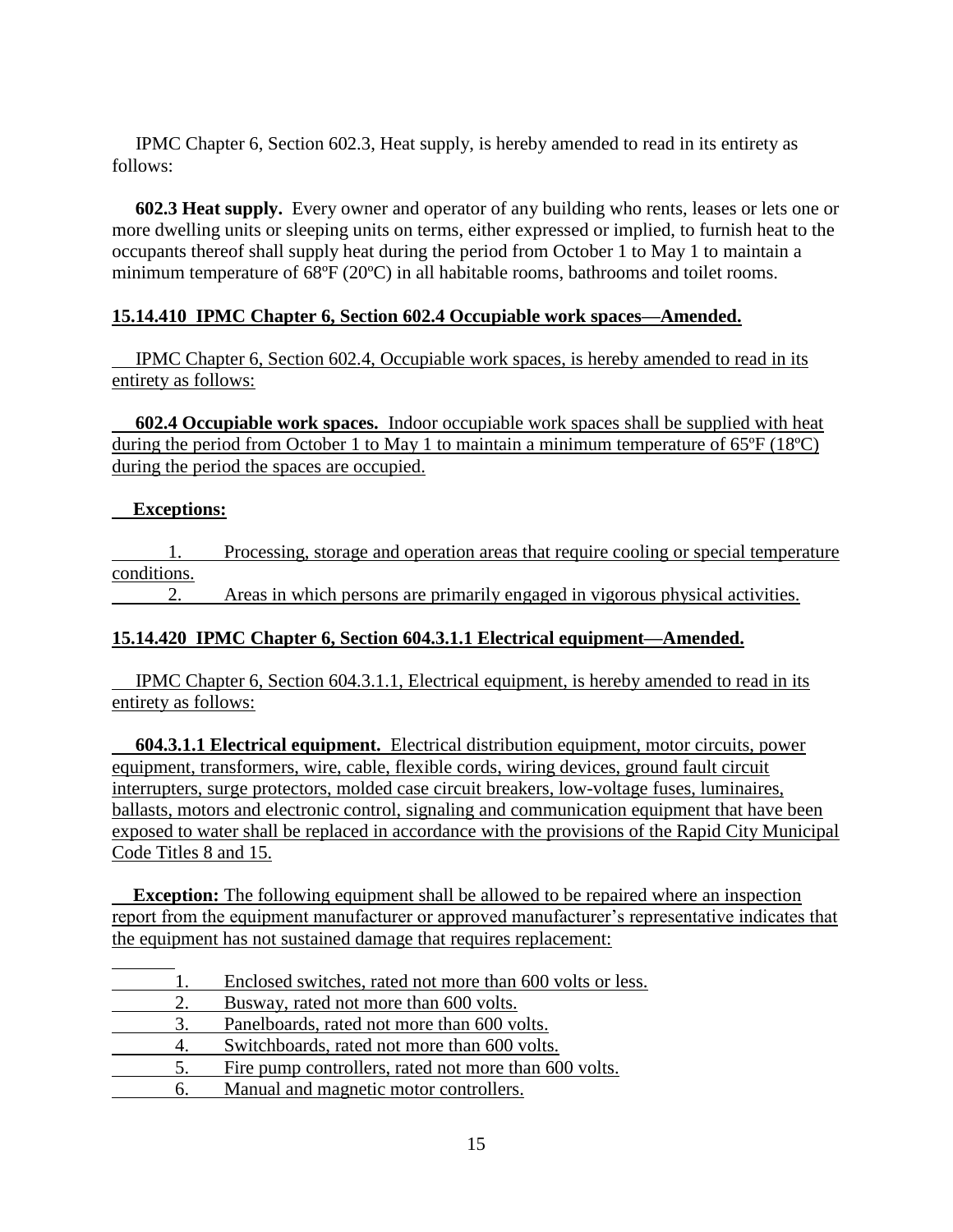IPMC Chapter 6, Section 602.3, Heat supply, is hereby amended to read in its entirety as follows:

**602.3 Heat supply.** Every owner and operator of any building who rents, leases or lets one or more dwelling units or sleeping units on terms, either expressed or implied, to furnish heat to the occupants thereof shall supply heat during the period from October 1 to May 1 to maintain a minimum temperature of 68ºF (20ºC) in all habitable rooms, bathrooms and toilet rooms.

**15.14.410 IPMC Chapter 6, Section 602.4 Occupiable work spaces—Amended.**

IPMC Chapter 6, Section 602.4, Occupiable work spaces, is hereby amended to read in its entirety as follows:

**602.4 Occupiable work spaces.** Indoor occupiable work spaces shall be supplied with heat during the period from October 1 to May 1 to maintain a minimum temperature of 65ºF (18ºC) during the period the spaces are occupied.

**Exceptions:**

1. Processing, storage and operation areas that require cooling or special temperature conditions.
2. Areas in which persons are primarily engaged in vigorous physical activities.

**15.14.420 IPMC Chapter 6, Section 604.3.1.1 Electrical equipment—Amended.**

IPMC Chapter 6, Section 604.3.1.1, Electrical equipment, is hereby amended to read in its entirety as follows:

**604.3.1.1 Electrical equipment.** Electrical distribution equipment, motor circuits, power equipment, transformers, wire, cable, flexible cords, wiring devices, ground fault circuit interrupters, surge protectors, molded case circuit breakers, low-voltage fuses, luminaires, ballasts, motors and electronic control, signaling and communication equipment that have been exposed to water shall be replaced in accordance with the provisions of the Rapid City Municipal Code Titles 8 and 15.

**Exception:** The following equipment shall be allowed to be repaired where an inspection report from the equipment manufacturer or approved manufacturer's representative indicates that the equipment has not sustained damage that requires replacement:

1. Enclosed switches, rated not more than 600 volts or less.
2. Busway, rated not more than 600 volts.
3. Panelboards, rated not more than 600 volts.
4. Switchboards, rated not more than 600 volts.
5. Fire pump controllers, rated not more than 600 volts.
6. Manual and magnetic motor controllers.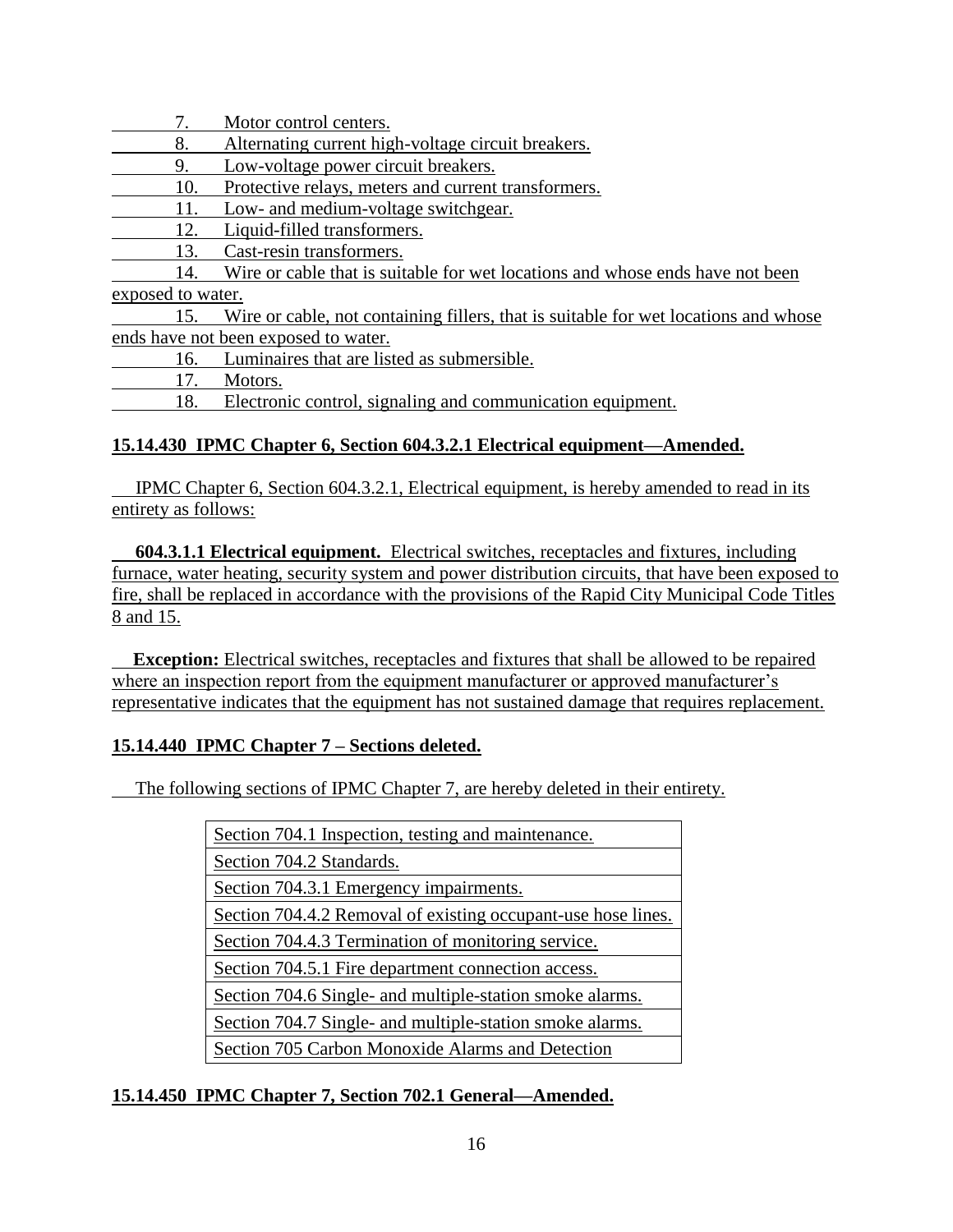7. Motor control centers.
8. Alternating current high-voltage circuit breakers.
9. Low-voltage power circuit breakers.
10. Protective relays, meters and current transformers.
11. Low- and medium-voltage switchgear.
12. Liquid-filled transformers.
13. Cast-resin transformers.
14. Wire or cable that is suitable for wet locations and whose ends have not been exposed to water.
15. Wire or cable, not containing fillers, that is suitable for wet locations and whose ends have not been exposed to water.
16. Luminaires that are listed as submersible.
17. Motors.
18. Electronic control, signaling and communication equipment.

**15.14.430 IPMC Chapter 6, Section 604.3.2.1 Electrical equipment—Amended.**

IPMC Chapter 6, Section 604.3.2.1, Electrical equipment, is hereby amended to read in its entirety as follows:

**604.3.1.1 Electrical equipment.** Electrical switches, receptacles and fixtures, including furnace, water heating, security system and power distribution circuits, that have been exposed to fire, shall be replaced in accordance with the provisions of the Rapid City Municipal Code Titles 8 and 15.

**Exception:** Electrical switches, receptacles and fixtures that shall be allowed to be repaired where an inspection report from the equipment manufacturer or approved manufacturer's representative indicates that the equipment has not sustained damage that requires replacement.

**15.14.440 IPMC Chapter 7 – Sections deleted.**

The following sections of IPMC Chapter 7, are hereby deleted in their entirety.

| Section |
|---|
| Section 704.1 Inspection, testing and maintenance. |
| Section 704.2 Standards. |
| Section 704.3.1 Emergency impairments. |
| Section 704.4.2 Removal of existing occupant-use hose lines. |
| Section 704.4.3 Termination of monitoring service. |
| Section 704.5.1 Fire department connection access. |
| Section 704.6 Single- and multiple-station smoke alarms. |
| Section 704.7 Single- and multiple-station smoke alarms. |
| Section 705 Carbon Monoxide Alarms and Detection |

**15.14.450 IPMC Chapter 7, Section 702.1 General—Amended.**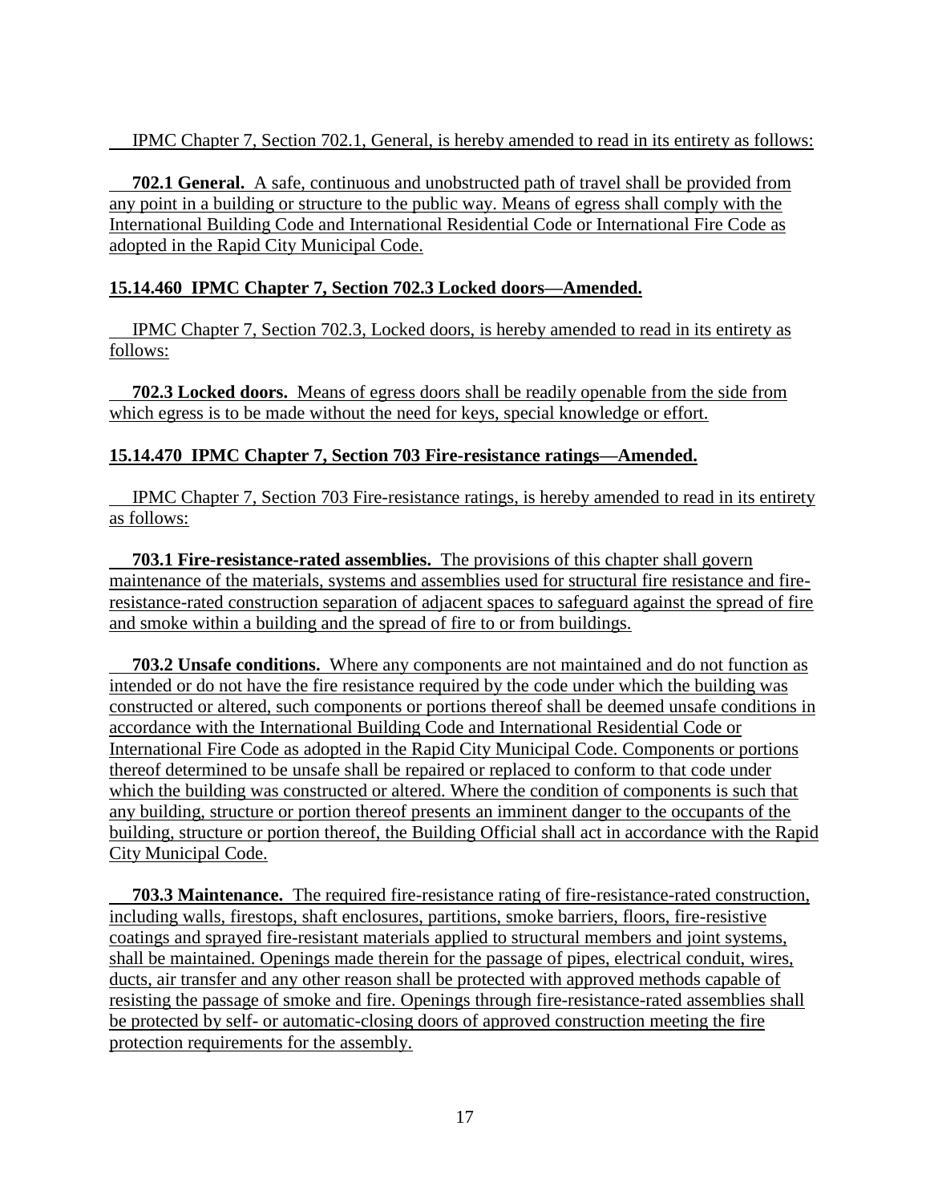IPMC Chapter 7, Section 702.1, General, is hereby amended to read in its entirety as follows:

**702.1 General.** A safe, continuous and unobstructed path of travel shall be provided from any point in a building or structure to the public way. Means of egress shall comply with the International Building Code and International Residential Code or International Fire Code as adopted in the Rapid City Municipal Code.

**15.14.460 IPMC Chapter 7, Section 702.3 Locked doors—Amended.**

IPMC Chapter 7, Section 702.3, Locked doors, is hereby amended to read in its entirety as follows:

**702.3 Locked doors.** Means of egress doors shall be readily openable from the side from which egress is to be made without the need for keys, special knowledge or effort.

**15.14.470 IPMC Chapter 7, Section 703 Fire-resistance ratings—Amended.**

IPMC Chapter 7, Section 703 Fire-resistance ratings, is hereby amended to read in its entirety as follows:

**703.1 Fire-resistance-rated assemblies.** The provisions of this chapter shall govern maintenance of the materials, systems and assemblies used for structural fire resistance and fire-resistance-rated construction separation of adjacent spaces to safeguard against the spread of fire and smoke within a building and the spread of fire to or from buildings.

**703.2 Unsafe conditions.** Where any components are not maintained and do not function as intended or do not have the fire resistance required by the code under which the building was constructed or altered, such components or portions thereof shall be deemed unsafe conditions in accordance with the International Building Code and International Residential Code or International Fire Code as adopted in the Rapid City Municipal Code. Components or portions thereof determined to be unsafe shall be repaired or replaced to conform to that code under which the building was constructed or altered. Where the condition of components is such that any building, structure or portion thereof presents an imminent danger to the occupants of the building, structure or portion thereof, the Building Official shall act in accordance with the Rapid City Municipal Code.

**703.3 Maintenance.** The required fire-resistance rating of fire-resistance-rated construction, including walls, firestops, shaft enclosures, partitions, smoke barriers, floors, fire-resistive coatings and sprayed fire-resistant materials applied to structural members and joint systems, shall be maintained. Openings made therein for the passage of pipes, electrical conduit, wires, ducts, air transfer and any other reason shall be protected with approved methods capable of resisting the passage of smoke and fire. Openings through fire-resistance-rated assemblies shall be protected by self- or automatic-closing doors of approved construction meeting the fire protection requirements for the assembly.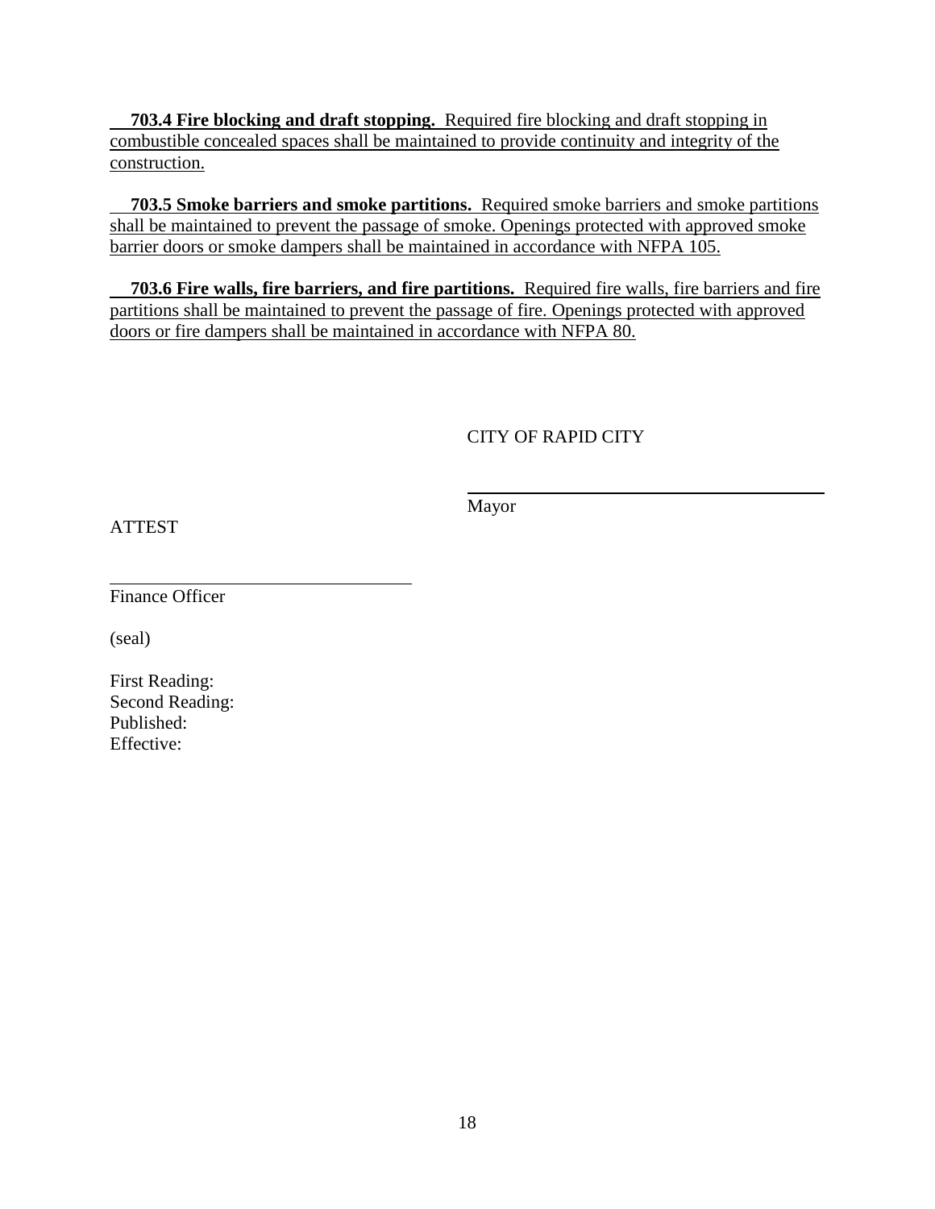**703.4 Fire blocking and draft stopping.** Required fire blocking and draft stopping in combustible concealed spaces shall be maintained to provide continuity and integrity of the construction.

**703.5 Smoke barriers and smoke partitions.** Required smoke barriers and smoke partitions shall be maintained to prevent the passage of smoke. Openings protected with approved smoke barrier doors or smoke dampers shall be maintained in accordance with NFPA 105.

**703.6 Fire walls, fire barriers, and fire partitions.** Required fire walls, fire barriers and fire partitions shall be maintained to prevent the passage of fire. Openings protected with approved doors or fire dampers shall be maintained in accordance with NFPA 80.

CITY OF RAPID CITY

\_\_\_\_\_\_\_\_\_\_\_\_\_\_\_\_\_\_\_\_\_\_\_\_\_\_\_\_\_\_\_\_\_\_\_\_
Mayor

ATTEST

\_\_\_\_\_\_\_\_\_\_\_\_\_\_\_\_\_\_\_\_\_\_\_\_\_\_\_\_\_\_\_\_\_\_\_\_
Finance Officer

(seal)

First Reading:
Second Reading:
Published:
Effective: